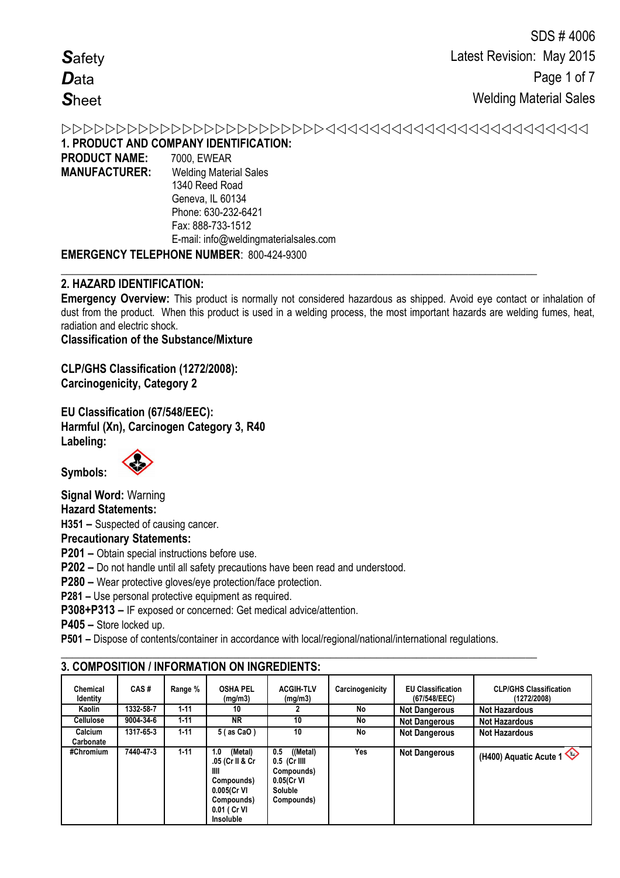**S**afety
**D**ata
**S**heet

SDS # 4006
Latest Revision: May 2015
Welding Material Sales

▷▷▷▷▷▷▷▷▷▷▷▷▷▷▷▷▷▷▷▷▷▷▷▷▷◁◁◁◁◁◁◁◁◁◁◁◁◁◁◁◁◁◁◁◁◁◁◁◁◁◁

## 1. PRODUCT AND COMPANY IDENTIFICATION:

**PRODUCT NAME:** 7000, EWEAR

**MANUFACTURER:** Welding Material Sales
1340 Reed Road
Geneva, IL 60134
Phone: 630-232-6421
Fax: 888-733-1512
E-mail: info@weldingmaterialsales.com

**EMERGENCY TELEPHONE NUMBER**: 800-424-9300

## 2. HAZARD IDENTIFICATION:

**Emergency Overview:** This product is normally not considered hazardous as shipped. Avoid eye contact or inhalation of dust from the product. When this product is used in a welding process, the most important hazards are welding fumes, heat, radiation and electric shock.

**Classification of the Substance/Mixture**

**CLP/GHS Classification (1272/2008):**
**Carcinogenicity, Category 2**

**EU Classification (67/548/EEC):**
**Harmful (Xn), Carcinogen Category 3, R40**

**Labeling:**

**Symbols:**

**Signal Word:** Warning

**Hazard Statements:**

**H351 –** Suspected of causing cancer.

**Precautionary Statements:**

**P201 –** Obtain special instructions before use.

**P202 –** Do not handle until all safety precautions have been read and understood.

**P280 –** Wear protective gloves/eye protection/face protection.

**P281 –** Use personal protective equipment as required.

**P308+P313 –** IF exposed or concerned: Get medical advice/attention.

**P405 –** Store locked up.

**P501 –** Dispose of contents/container in accordance with local/regional/national/international regulations.

## 3. COMPOSITION / INFORMATION ON INGREDIENTS:

| Chemical Identity | CAS # | Range % | OSHA PEL (mg/m3) | ACGIH-TLV (mg/m3) | Carcinogenicity | EU Classification (67/548/EEC) | CLP/GHS Classification (1272/2008) |
|---|---|---|---|---|---|---|---|
| Kaolin | 1332-58-7 | 1-11 | 10 | 2 | No | Not Dangerous | Not Hazardous |
| Cellulose | 9004-34-6 | 1-11 | NR | 10 | No | Not Dangerous | Not Hazardous |
| Calcium Carbonate | 1317-65-3 | 1-11 | 5 ( as CaO ) | 10 | No | Not Dangerous | Not Hazardous |
| #Chromium | 7440-47-3 | 1-11 | 1.0 (Metal) .05 (Cr II & Cr III Compounds) 0.005(Cr VI Compounds) 0.01 ( Cr VI Insoluble | 0.5 ((Metal) 0.5 (Cr III Compounds) 0.05(Cr VI Soluble Compounds) | Yes | Not Dangerous | (H400) Aquatic Acute 1 |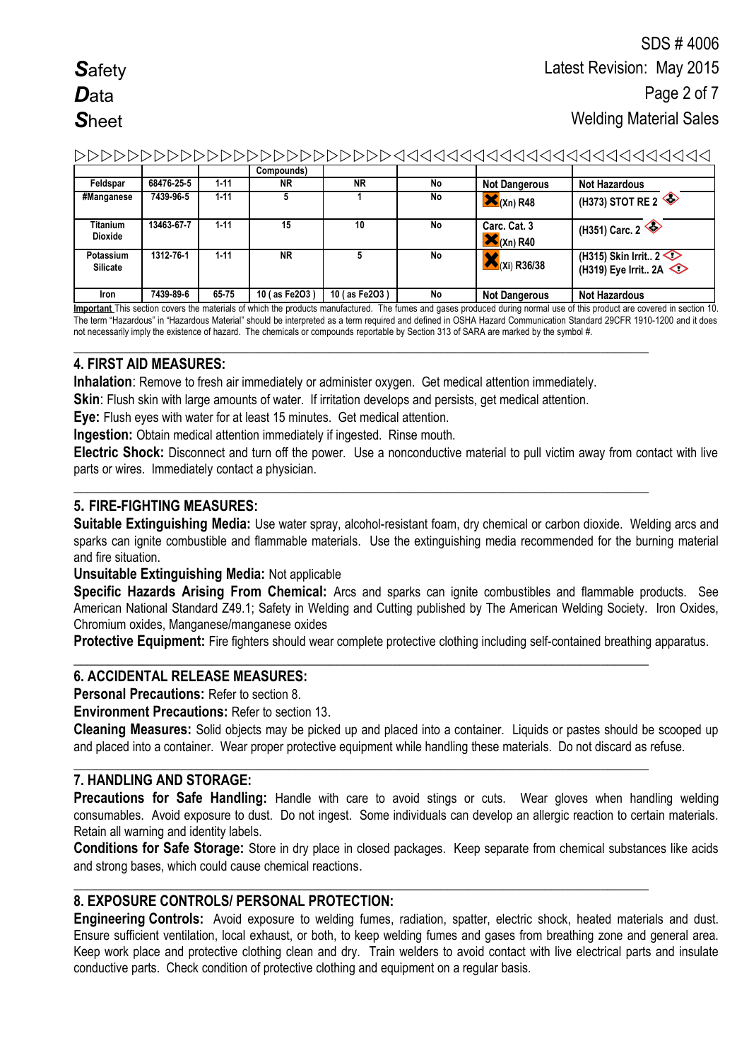| | | | Compounds) | | | | |
|---|---|---|---|---|---|---|---|
| Feldspar | 68476-25-5 | 1-11 | NR | NR | No | Not Dangerous | Not Hazardous |
| #Manganese | 7439-96-5 | 1-11 | 5 | 1 | No | (Xn) R48 | (H373) STOT RE 2 |
| Titanium Dioxide | 13463-67-7 | 1-11 | 15 | 10 | No | Carc. Cat. 3 (Xn) R40 | (H351) Carc. 2 |
| Potassium Silicate | 1312-76-1 | 1-11 | NR | 5 | No | (Xi) R36/38 | (H315) Skin Irrit.. 2 (H319) Eye Irrit.. 2A |
| Iron | 7439-89-6 | 65-75 | 10 ( as Fe2O3 ) | 10 ( as Fe2O3 ) | No | Not Dangerous | Not Hazardous |

**Important** This section covers the materials of which the products manufactured. The fumes and gases produced during normal use of this product are covered in section 10. The term "Hazardous" in "Hazardous Material" should be interpreted as a term required and defined in OSHA Hazard Communication Standard 29CFR 1910-1200 and it does not necessarily imply the existence of hazard. The chemicals or compounds reportable by Section 313 of SARA are marked by the symbol #.

## 4. FIRST AID MEASURES:

**Inhalation**: Remove to fresh air immediately or administer oxygen. Get medical attention immediately.

**Skin**: Flush skin with large amounts of water. If irritation develops and persists, get medical attention.

**Eye:** Flush eyes with water for at least 15 minutes. Get medical attention.

**Ingestion:** Obtain medical attention immediately if ingested. Rinse mouth.

**Electric Shock:** Disconnect and turn off the power. Use a nonconductive material to pull victim away from contact with live parts or wires. Immediately contact a physician.

## 5. FIRE-FIGHTING MEASURES:

**Suitable Extinguishing Media:** Use water spray, alcohol-resistant foam, dry chemical or carbon dioxide. Welding arcs and sparks can ignite combustible and flammable materials. Use the extinguishing media recommended for the burning material and fire situation.

**Unsuitable Extinguishing Media:** Not applicable

**Specific Hazards Arising From Chemical:** Arcs and sparks can ignite combustibles and flammable products. See American National Standard Z49.1; Safety in Welding and Cutting published by The American Welding Society. Iron Oxides, Chromium oxides, Manganese/manganese oxides

**Protective Equipment:** Fire fighters should wear complete protective clothing including self-contained breathing apparatus.

## 6. ACCIDENTAL RELEASE MEASURES:

**Personal Precautions:** Refer to section 8.

**Environment Precautions:** Refer to section 13.

**Cleaning Measures:** Solid objects may be picked up and placed into a container. Liquids or pastes should be scooped up and placed into a container. Wear proper protective equipment while handling these materials. Do not discard as refuse.

## 7. HANDLING AND STORAGE:

**Precautions for Safe Handling:** Handle with care to avoid stings or cuts. Wear gloves when handling welding consumables. Avoid exposure to dust. Do not ingest. Some individuals can develop an allergic reaction to certain materials. Retain all warning and identity labels.

**Conditions for Safe Storage:** Store in dry place in closed packages. Keep separate from chemical substances like acids and strong bases, which could cause chemical reactions.

## 8. EXPOSURE CONTROLS/ PERSONAL PROTECTION:

**Engineering Controls:** Avoid exposure to welding fumes, radiation, spatter, electric shock, heated materials and dust. Ensure sufficient ventilation, local exhaust, or both, to keep welding fumes and gases from breathing zone and general area. Keep work place and protective clothing clean and dry. Train welders to avoid contact with live electrical parts and insulate conductive parts. Check condition of protective clothing and equipment on a regular basis.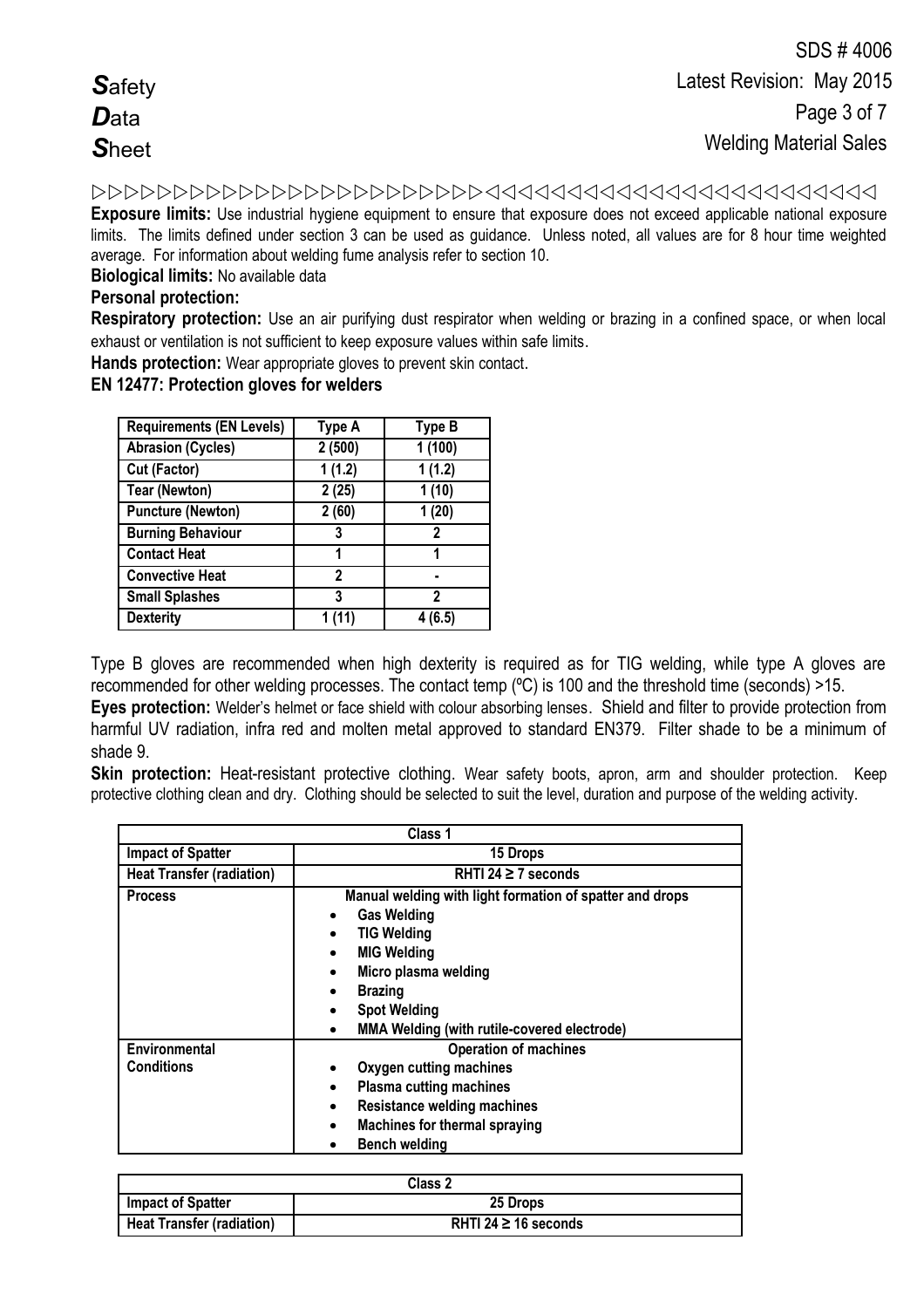**Exposure limits:** Use industrial hygiene equipment to ensure that exposure does not exceed applicable national exposure limits. The limits defined under section 3 can be used as guidance. Unless noted, all values are for 8 hour time weighted average. For information about welding fume analysis refer to section 10.

**Biological limits:** No available data

**Personal protection:**

**Respiratory protection:** Use an air purifying dust respirator when welding or brazing in a confined space, or when local exhaust or ventilation is not sufficient to keep exposure values within safe limits.

**Hands protection:** Wear appropriate gloves to prevent skin contact.

**EN 12477: Protection gloves for welders**

| Requirements (EN Levels) | Type A | Type B |
|---|---|---|
| Abrasion (Cycles) | 2 (500) | 1 (100) |
| Cut (Factor) | 1 (1.2) | 1 (1.2) |
| Tear (Newton) | 2 (25) | 1 (10) |
| Puncture (Newton) | 2 (60) | 1 (20) |
| Burning Behaviour | 3 | 2 |
| Contact Heat | 1 | 1 |
| Convective Heat | 2 | - |
| Small Splashes | 3 | 2 |
| Dexterity | 1 (11) | 4 (6.5) |

Type B gloves are recommended when high dexterity is required as for TIG welding, while type A gloves are recommended for other welding processes. The contact temp (ºC) is 100 and the threshold time (seconds) >15.

**Eyes protection:** Welder's helmet or face shield with colour absorbing lenses. Shield and filter to provide protection from harmful UV radiation, infra red and molten metal approved to standard EN379. Filter shade to be a minimum of shade 9.

**Skin protection:** Heat-resistant protective clothing. Wear safety boots, apron, arm and shoulder protection. Keep protective clothing clean and dry. Clothing should be selected to suit the level, duration and purpose of the welding activity.

| Class 1 | |
|---|---|
| Impact of Spatter | 15 Drops |
| Heat Transfer (radiation) | RHTI 24 ≥ 7 seconds |
| Process | Manual welding with light formation of spatter and drops<br>• Gas Welding<br>• TIG Welding<br>• MIG Welding<br>• Micro plasma welding<br>• Brazing<br>• Spot Welding<br>• MMA Welding (with rutile-covered electrode) |
| Environmental Conditions | Operation of machines<br>• Oxygen cutting machines<br>• Plasma cutting machines<br>• Resistance welding machines<br>• Machines for thermal spraying<br>• Bench welding |

| Class 2 | |
|---|---|
| Impact of Spatter | 25 Drops |
| Heat Transfer (radiation) | RHTI 24 ≥ 16 seconds |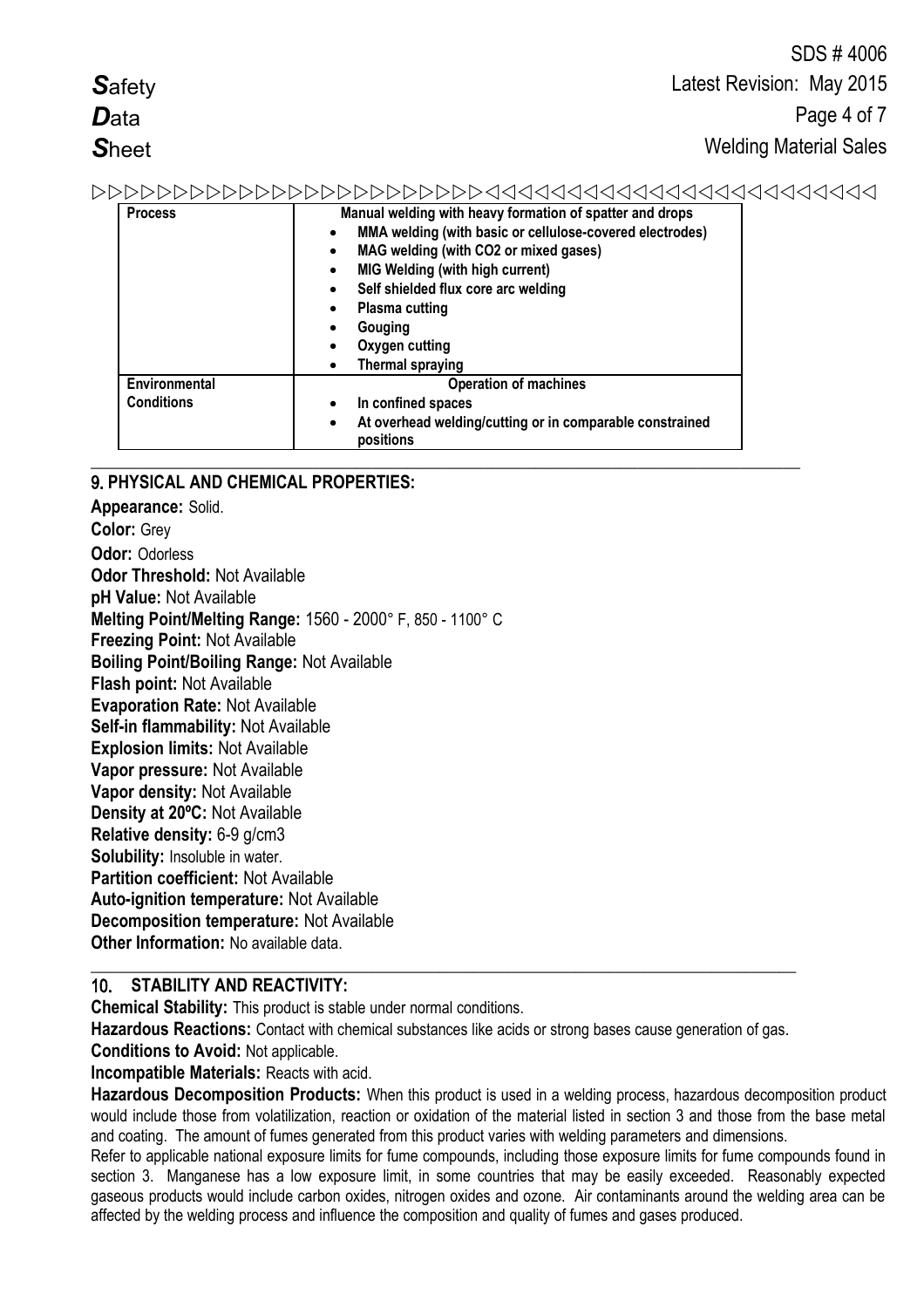| Process | Manual welding with heavy formation of spatter and drops |
| --- | --- |
| | • MMA welding (with basic or cellulose-covered electrodes)<br>• MAG welding (with CO2 or mixed gases)<br>• MIG Welding (with high current)<br>• Self shielded flux core arc welding<br>• Plasma cutting<br>• Gouging<br>• Oxygen cutting<br>• Thermal spraying |
| Environmental Conditions | Operation of machines<br>• In confined spaces<br>• At overhead welding/cutting or in comparable constrained positions |

## 9. PHYSICAL AND CHEMICAL PROPERTIES:

**Appearance:** Solid.
**Color:** Grey
**Odor:** Odorless
**Odor Threshold:** Not Available
**pH Value:** Not Available
**Melting Point/Melting Range:** 1560 - 2000° F, 850 - 1100° C
**Freezing Point:** Not Available
**Boiling Point/Boiling Range:** Not Available
**Flash point:** Not Available
**Evaporation Rate:** Not Available
**Self-in flammability:** Not Available
**Explosion limits:** Not Available
**Vapor pressure:** Not Available
**Vapor density:** Not Available
**Density at 20ºC:** Not Available
**Relative density:** 6-9 g/cm3
**Solubility:** Insoluble in water.
**Partition coefficient:** Not Available
**Auto-ignition temperature:** Not Available
**Decomposition temperature:** Not Available
**Other Information:** No available data.

## 10. STABILITY AND REACTIVITY:

**Chemical Stability:** This product is stable under normal conditions.
**Hazardous Reactions:** Contact with chemical substances like acids or strong bases cause generation of gas.
**Conditions to Avoid:** Not applicable.
**Incompatible Materials:** Reacts with acid.
**Hazardous Decomposition Products:** When this product is used in a welding process, hazardous decomposition product would include those from volatilization, reaction or oxidation of the material listed in section 3 and those from the base metal and coating. The amount of fumes generated from this product varies with welding parameters and dimensions.

Refer to applicable national exposure limits for fume compounds, including those exposure limits for fume compounds found in section 3. Manganese has a low exposure limit, in some countries that may be easily exceeded. Reasonably expected gaseous products would include carbon oxides, nitrogen oxides and ozone. Air contaminants around the welding area can be affected by the welding process and influence the composition and quality of fumes and gases produced.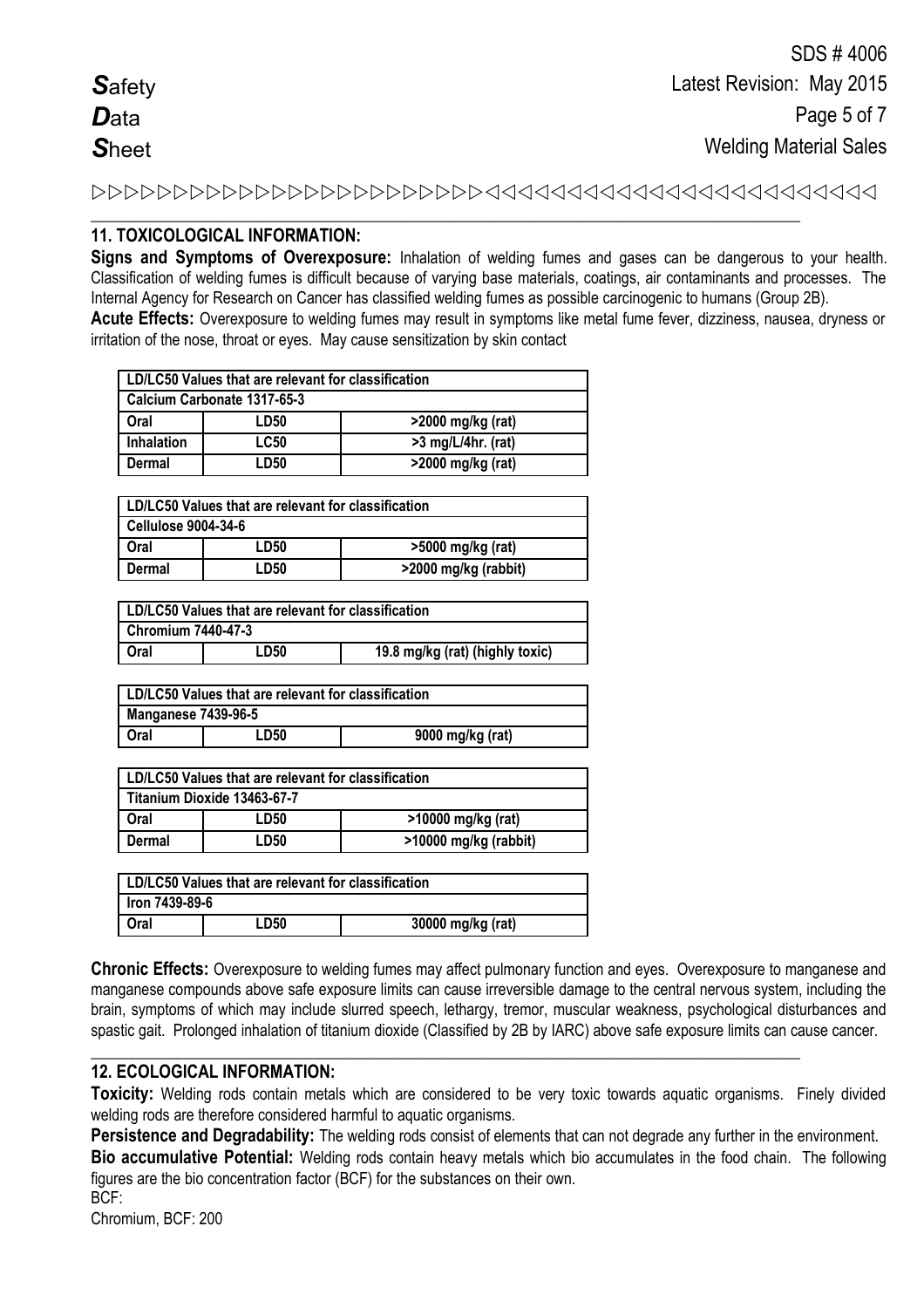## 11. TOXICOLOGICAL INFORMATION:

**Signs and Symptoms of Overexposure:** Inhalation of welding fumes and gases can be dangerous to your health. Classification of welding fumes is difficult because of varying base materials, coatings, air contaminants and processes. The Internal Agency for Research on Cancer has classified welding fumes as possible carcinogenic to humans (Group 2B).

**Acute Effects:** Overexposure to welding fumes may result in symptoms like metal fume fever, dizziness, nausea, dryness or irritation of the nose, throat or eyes. May cause sensitization by skin contact

| LD/LC50 Values that are relevant for classification | | |
|---|---|---|
| **Calcium Carbonate 1317-65-3** | | |
| Oral | LD50 | >2000 mg/kg (rat) |
| Inhalation | LC50 | >3 mg/L/4hr. (rat) |
| Dermal | LD50 | >2000 mg/kg (rat) |

| LD/LC50 Values that are relevant for classification | | |
|---|---|---|
| **Cellulose 9004-34-6** | | |
| Oral | LD50 | >5000 mg/kg (rat) |
| Dermal | LD50 | >2000 mg/kg (rabbit) |

| LD/LC50 Values that are relevant for classification | | |
|---|---|---|
| **Chromium 7440-47-3** | | |
| Oral | LD50 | 19.8 mg/kg (rat) (highly toxic) |

| LD/LC50 Values that are relevant for classification | | |
|---|---|---|
| **Manganese 7439-96-5** | | |
| Oral | LD50 | 9000 mg/kg (rat) |

| LD/LC50 Values that are relevant for classification | | |
|---|---|---|
| **Titanium Dioxide 13463-67-7** | | |
| Oral | LD50 | >10000 mg/kg (rat) |
| Dermal | LD50 | >10000 mg/kg (rabbit) |

| LD/LC50 Values that are relevant for classification | | |
|---|---|---|
| **Iron 7439-89-6** | | |
| Oral | LD50 | 30000 mg/kg (rat) |

**Chronic Effects:** Overexposure to welding fumes may affect pulmonary function and eyes. Overexposure to manganese and manganese compounds above safe exposure limits can cause irreversible damage to the central nervous system, including the brain, symptoms of which may include slurred speech, lethargy, tremor, muscular weakness, psychological disturbances and spastic gait. Prolonged inhalation of titanium dioxide (Classified by 2B by IARC) above safe exposure limits can cause cancer.

## 12. ECOLOGICAL INFORMATION:

**Toxicity:** Welding rods contain metals which are considered to be very toxic towards aquatic organisms. Finely divided welding rods are therefore considered harmful to aquatic organisms.

**Persistence and Degradability:** The welding rods consist of elements that can not degrade any further in the environment.

**Bio accumulative Potential:** Welding rods contain heavy metals which bio accumulates in the food chain. The following figures are the bio concentration factor (BCF) for the substances on their own.

BCF:

Chromium, BCF: 200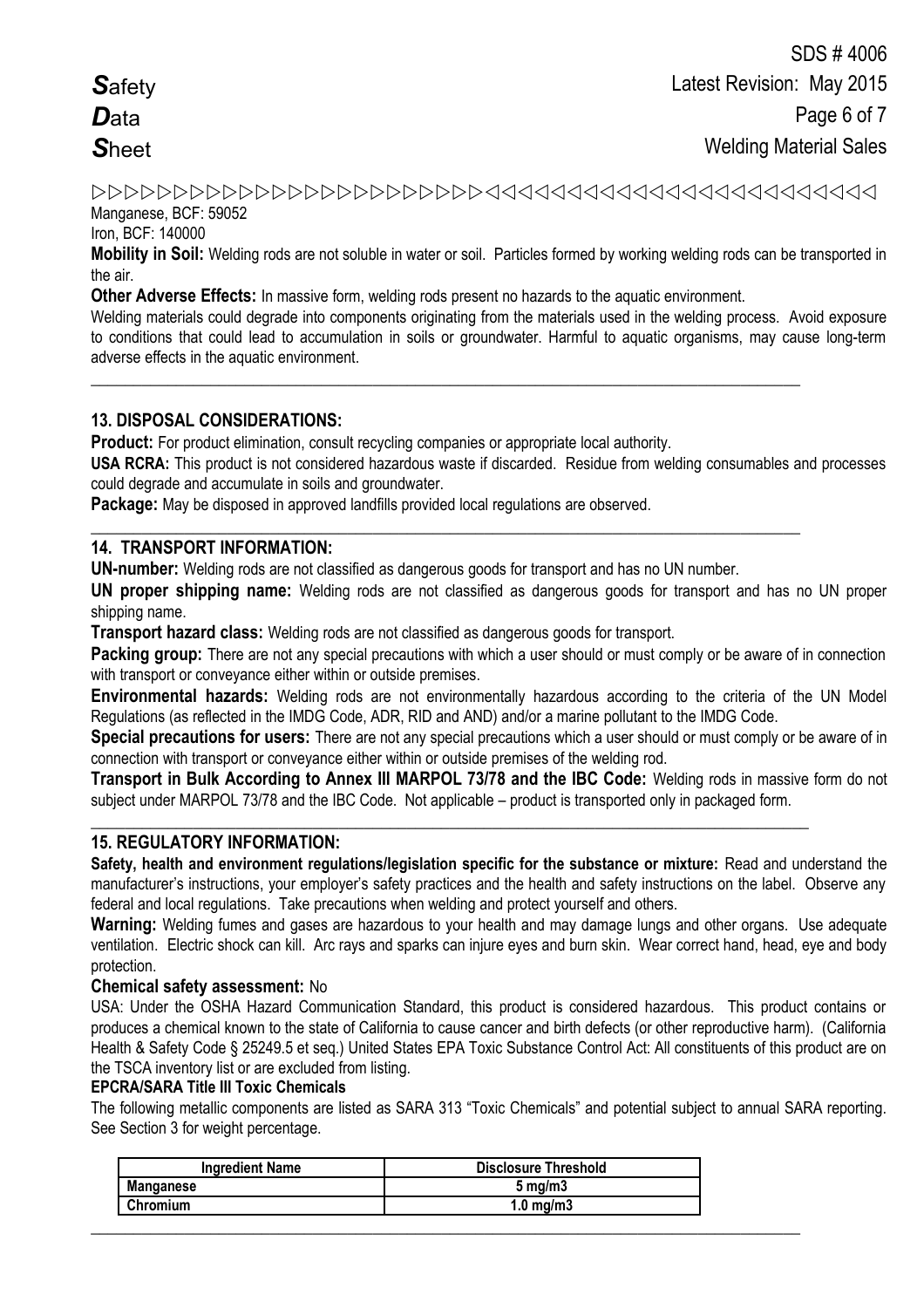Manganese, BCF: 59052

Iron, BCF: 140000

**Mobility in Soil:** Welding rods are not soluble in water or soil. Particles formed by working welding rods can be transported in the air.

**Other Adverse Effects:** In massive form, welding rods present no hazards to the aquatic environment.

Welding materials could degrade into components originating from the materials used in the welding process. Avoid exposure to conditions that could lead to accumulation in soils or groundwater. Harmful to aquatic organisms, may cause long-term adverse effects in the aquatic environment.

## 13. DISPOSAL CONSIDERATIONS:

**Product:** For product elimination, consult recycling companies or appropriate local authority.

**USA RCRA:** This product is not considered hazardous waste if discarded. Residue from welding consumables and processes could degrade and accumulate in soils and groundwater.

**Package:** May be disposed in approved landfills provided local regulations are observed.

## 14. TRANSPORT INFORMATION:

**UN-number:** Welding rods are not classified as dangerous goods for transport and has no UN number.

**UN proper shipping name:** Welding rods are not classified as dangerous goods for transport and has no UN proper shipping name.

**Transport hazard class:** Welding rods are not classified as dangerous goods for transport.

**Packing group:** There are not any special precautions with which a user should or must comply or be aware of in connection with transport or conveyance either within or outside premises.

**Environmental hazards:** Welding rods are not environmentally hazardous according to the criteria of the UN Model Regulations (as reflected in the IMDG Code, ADR, RID and AND) and/or a marine pollutant to the IMDG Code.

**Special precautions for users:** There are not any special precautions which a user should or must comply or be aware of in connection with transport or conveyance either within or outside premises of the welding rod.

**Transport in Bulk According to Annex III MARPOL 73/78 and the IBC Code:** Welding rods in massive form do not subject under MARPOL 73/78 and the IBC Code. Not applicable – product is transported only in packaged form.

## 15. REGULATORY INFORMATION:

**Safety, health and environment regulations/legislation specific for the substance or mixture:** Read and understand the manufacturer's instructions, your employer's safety practices and the health and safety instructions on the label. Observe any federal and local regulations. Take precautions when welding and protect yourself and others.

**Warning:** Welding fumes and gases are hazardous to your health and may damage lungs and other organs. Use adequate ventilation. Electric shock can kill. Arc rays and sparks can injure eyes and burn skin. Wear correct hand, head, eye and body protection.

**Chemical safety assessment:** No

USA: Under the OSHA Hazard Communication Standard, this product is considered hazardous. This product contains or produces a chemical known to the state of California to cause cancer and birth defects (or other reproductive harm). (California Health & Safety Code § 25249.5 et seq.) United States EPA Toxic Substance Control Act: All constituents of this product are on the TSCA inventory list or are excluded from listing.

**EPCRA/SARA Title III Toxic Chemicals**

The following metallic components are listed as SARA 313 "Toxic Chemicals" and potential subject to annual SARA reporting. See Section 3 for weight percentage.

| Ingredient Name | Disclosure Threshold |
|---|---|
| **Manganese** | **5 mg/m3** |
| **Chromium** | **1.0 mg/m3** |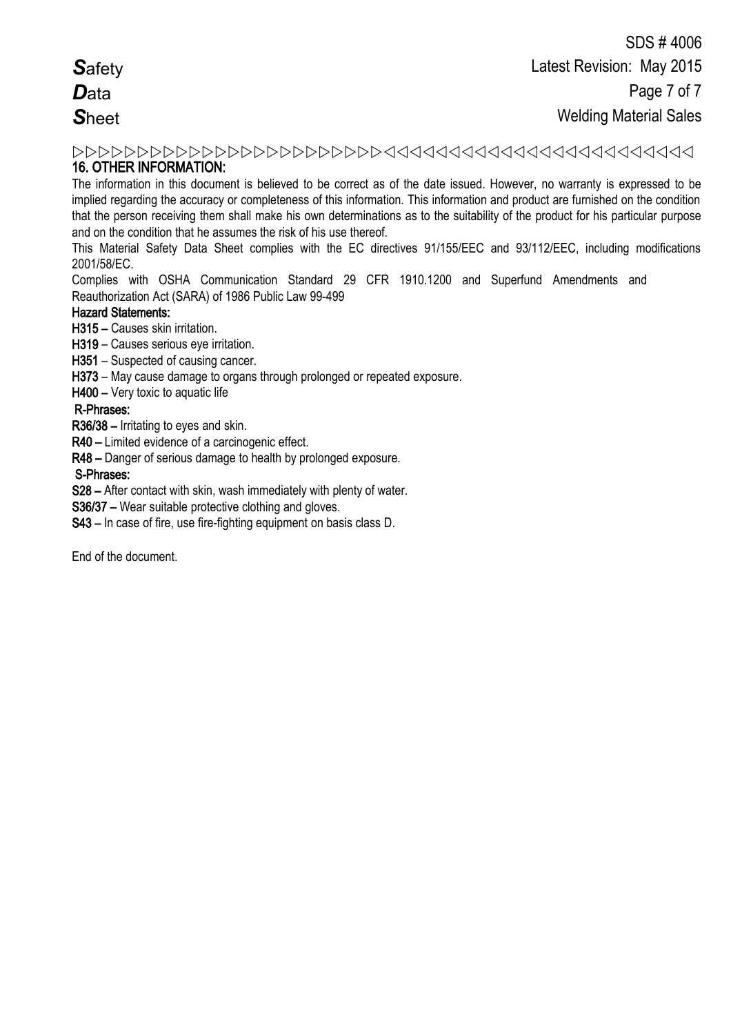## 16. OTHER INFORMATION:

The information in this document is believed to be correct as of the date issued. However, no warranty is expressed to be implied regarding the accuracy or completeness of this information. This information and product are furnished on the condition that the person receiving them shall make his own determinations as to the suitability of the product for his particular purpose and on the condition that he assumes the risk of his use thereof.

This Material Safety Data Sheet complies with the EC directives 91/155/EEC and 93/112/EEC, including modifications 2001/58/EC.

Complies with OSHA Communication Standard 29 CFR 1910.1200 and Superfund Amendments and Reauthorization Act (SARA) of 1986 Public Law 99-499

**Hazard Statements:**

**H315 –** Causes skin irritation.

**H319** – Causes serious eye irritation.

**H351** – Suspected of causing cancer.

**H373** – May cause damage to organs through prolonged or repeated exposure.

**H400 –** Very toxic to aquatic life

**R-Phrases:**

**R36/38 –** Irritating to eyes and skin.

**R40 –** Limited evidence of a carcinogenic effect.

**R48 –** Danger of serious damage to health by prolonged exposure.

**S-Phrases:**

**S28 –** After contact with skin, wash immediately with plenty of water.

**S36/37 –** Wear suitable protective clothing and gloves.

**S43 –** In case of fire, use fire-fighting equipment on basis class D.

End of the document.